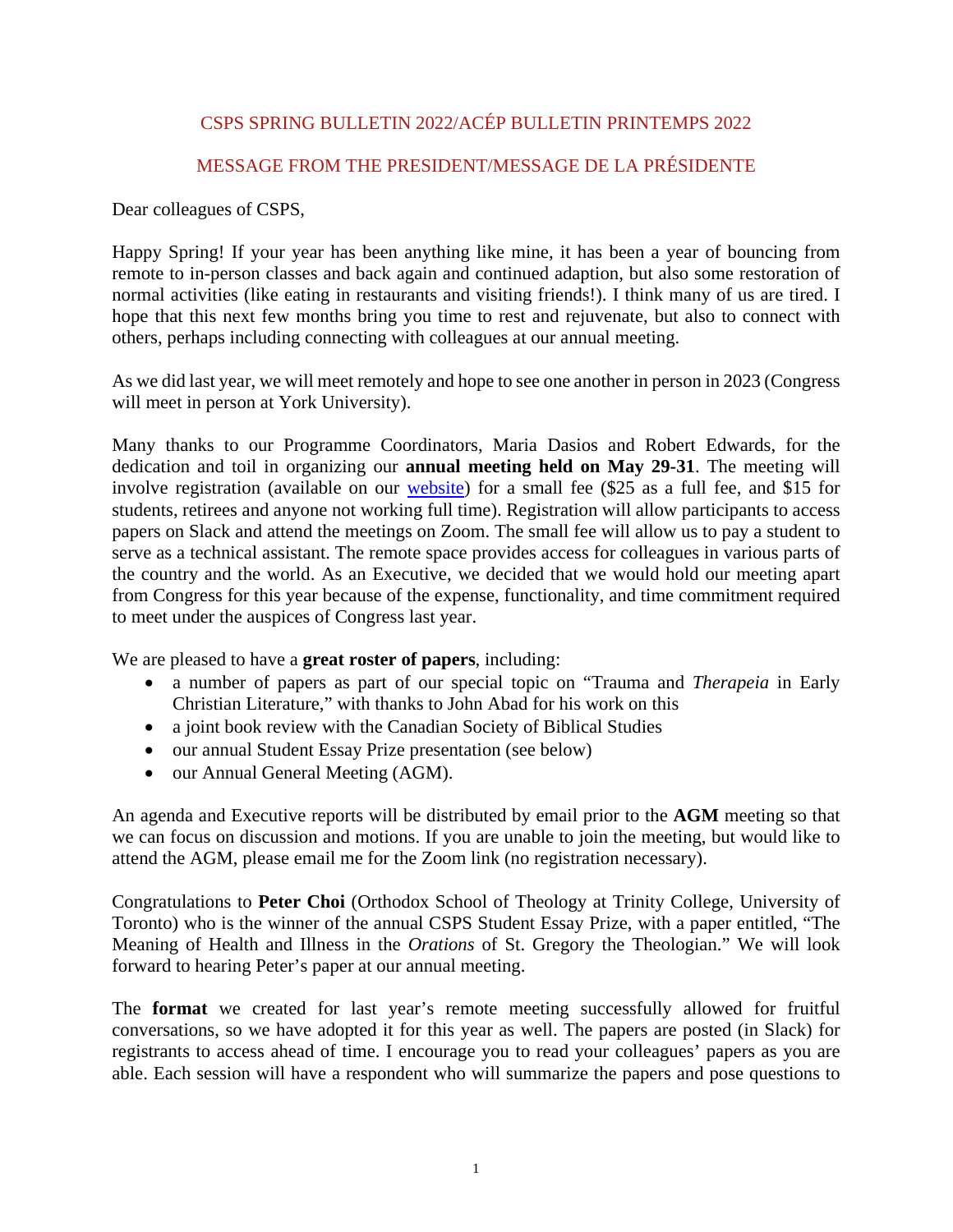# CSPS SPRING BULLETIN 2022/ACÉP BULLETIN PRINTEMPS 2022

## MESSAGE FROM THE PRESIDENT/MESSAGE DE LA PRÉSIDENTE

Dear colleagues of CSPS,

Happy Spring! If your year has been anything like mine, it has been a year of bouncing from remote to in-person classes and back again and continued adaption, but also some restoration of normal activities (like eating in restaurants and visiting friends!). I think many of us are tired. I hope that this next few months bring you time to rest and rejuvenate, but also to connect with others, perhaps including connecting with colleagues at our annual meeting.

As we did last year, we will meet remotely and hope to see one another in person in 2023 (Congress will meet in person at York University).

Many thanks to our Programme Coordinators, Maria Dasios and Robert Edwards, for the dedication and toil in organizing our **annual meeting held on May 29-31**. The meeting will involve registration (available on our website) for a small fee ($25 as a full fee, and $15 for students, retirees and anyone not working full time). Registration will allow participants to access papers on Slack and attend the meetings on Zoom. The small fee will allow us to pay a student to serve as a technical assistant. The remote space provides access for colleagues in various parts of the country and the world. As an Executive, we decided that we would hold our meeting apart from Congress for this year because of the expense, functionality, and time commitment required to meet under the auspices of Congress last year.

We are pleased to have a **great roster of papers**, including:

- a number of papers as part of our special topic on "Trauma and *Therapeia* in Early Christian Literature," with thanks to John Abad for his work on this
- a joint book review with the Canadian Society of Biblical Studies
- our annual Student Essay Prize presentation (see below)
- our Annual General Meeting (AGM).

An agenda and Executive reports will be distributed by email prior to the **AGM** meeting so that we can focus on discussion and motions. If you are unable to join the meeting, but would like to attend the AGM, please email me for the Zoom link (no registration necessary).

Congratulations to **Peter Choi** (Orthodox School of Theology at Trinity College, University of Toronto) who is the winner of the annual CSPS Student Essay Prize, with a paper entitled, "The Meaning of Health and Illness in the *Orations* of St. Gregory the Theologian." We will look forward to hearing Peter's paper at our annual meeting.

The **format** we created for last year's remote meeting successfully allowed for fruitful conversations, so we have adopted it for this year as well. The papers are posted (in Slack) for registrants to access ahead of time. I encourage you to read your colleagues' papers as you are able. Each session will have a respondent who will summarize the papers and pose questions to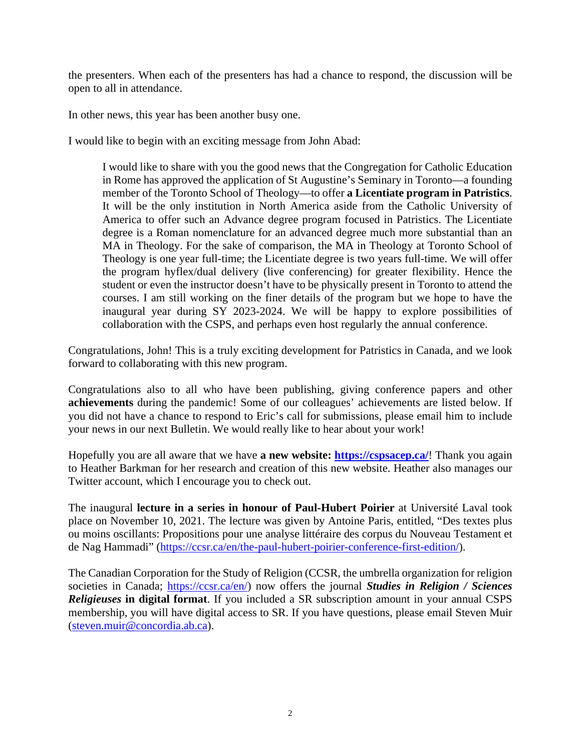the presenters. When each of the presenters has had a chance to respond, the discussion will be open to all in attendance.

In other news, this year has been another busy one.

I would like to begin with an exciting message from John Abad:

> I would like to share with you the good news that the Congregation for Catholic Education in Rome has approved the application of St Augustine's Seminary in Toronto—a founding member of the Toronto School of Theology—to offer **a Licentiate program in Patristics**. It will be the only institution in North America aside from the Catholic University of America to offer such an Advance degree program focused in Patristics. The Licentiate degree is a Roman nomenclature for an advanced degree much more substantial than an MA in Theology. For the sake of comparison, the MA in Theology at Toronto School of Theology is one year full-time; the Licentiate degree is two years full-time. We will offer the program hyflex/dual delivery (live conferencing) for greater flexibility. Hence the student or even the instructor doesn't have to be physically present in Toronto to attend the courses. I am still working on the finer details of the program but we hope to have the inaugural year during SY 2023-2024. We will be happy to explore possibilities of collaboration with the CSPS, and perhaps even host regularly the annual conference.

Congratulations, John! This is a truly exciting development for Patristics in Canada, and we look forward to collaborating with this new program.

Congratulations also to all who have been publishing, giving conference papers and other **achievements** during the pandemic! Some of our colleagues' achievements are listed below. If you did not have a chance to respond to Eric's call for submissions, please email him to include your news in our next Bulletin. We would really like to hear about your work!

Hopefully you are all aware that we have **a new website: https://cspsacep.ca/**! Thank you again to Heather Barkman for her research and creation of this new website. Heather also manages our Twitter account, which I encourage you to check out.

The inaugural **lecture in a series in honour of Paul-Hubert Poirier** at Université Laval took place on November 10, 2021. The lecture was given by Antoine Paris, entitled, "Des textes plus ou moins oscillants: Propositions pour une analyse littéraire des corpus du Nouveau Testament et de Nag Hammadi" (https://ccsr.ca/en/the-paul-hubert-poirier-conference-first-edition/).

The Canadian Corporation for the Study of Religion (CCSR, the umbrella organization for religion societies in Canada; https://ccsr.ca/en/) now offers the journal ***Studies in Religion / Sciences Religieuses* in digital format**. If you included a SR subscription amount in your annual CSPS membership, you will have digital access to SR. If you have questions, please email Steven Muir (steven.muir@concordia.ab.ca).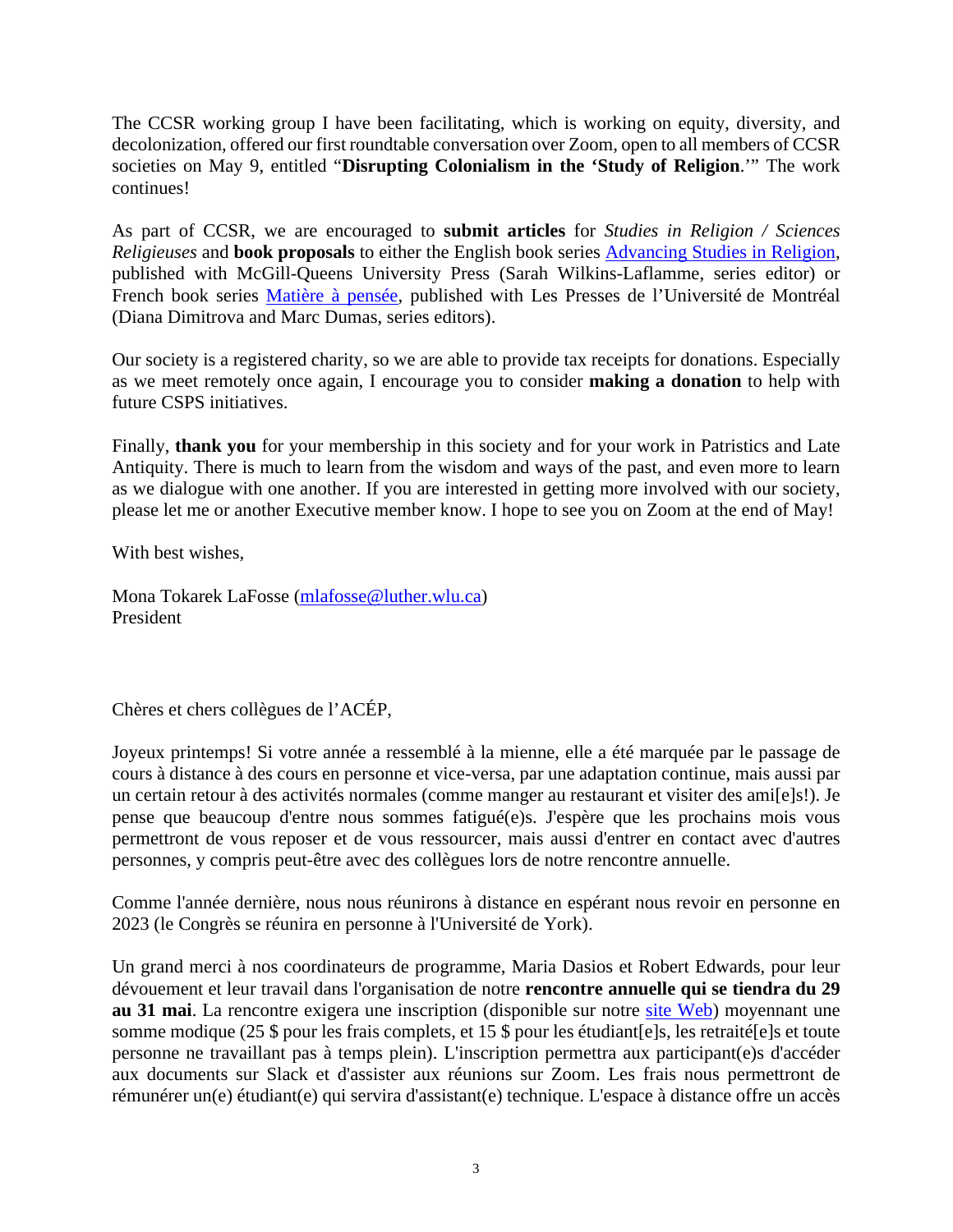The CCSR working group I have been facilitating, which is working on equity, diversity, and decolonization, offered our first roundtable conversation over Zoom, open to all members of CCSR societies on May 9, entitled "**Disrupting Colonialism in the 'Study of Religion**.'" The work continues!

As part of CCSR, we are encouraged to **submit articles** for *Studies in Religion / Sciences Religieuses* and **book proposals** to either the English book series Advancing Studies in Religion, published with McGill-Queens University Press (Sarah Wilkins-Laflamme, series editor) or French book series Matière à pensée, published with Les Presses de l'Université de Montréal (Diana Dimitrova and Marc Dumas, series editors).

Our society is a registered charity, so we are able to provide tax receipts for donations. Especially as we meet remotely once again, I encourage you to consider **making a donation** to help with future CSPS initiatives.

Finally, **thank you** for your membership in this society and for your work in Patristics and Late Antiquity. There is much to learn from the wisdom and ways of the past, and even more to learn as we dialogue with one another. If you are interested in getting more involved with our society, please let me or another Executive member know. I hope to see you on Zoom at the end of May!

With best wishes,

Mona Tokarek LaFosse (mlafosse@luther.wlu.ca)
President

Chères et chers collègues de l'ACÉP,

Joyeux printemps! Si votre année a ressemblé à la mienne, elle a été marquée par le passage de cours à distance à des cours en personne et vice-versa, par une adaptation continue, mais aussi par un certain retour à des activités normales (comme manger au restaurant et visiter des ami[e]s!). Je pense que beaucoup d'entre nous sommes fatigué(e)s. J'espère que les prochains mois vous permettront de vous reposer et de vous ressourcer, mais aussi d'entrer en contact avec d'autres personnes, y compris peut-être avec des collègues lors de notre rencontre annuelle.

Comme l'année dernière, nous nous réunirons à distance en espérant nous revoir en personne en 2023 (le Congrès se réunira en personne à l'Université de York).

Un grand merci à nos coordinateurs de programme, Maria Dasios et Robert Edwards, pour leur dévouement et leur travail dans l'organisation de notre **rencontre annuelle qui se tiendra du 29 au 31 mai**. La rencontre exigera une inscription (disponible sur notre site Web) moyennant une somme modique (25 $ pour les frais complets, et 15 $ pour les étudiant[e]s, les retraité[e]s et toute personne ne travaillant pas à temps plein). L'inscription permettra aux participant(e)s d'accéder aux documents sur Slack et d'assister aux réunions sur Zoom. Les frais nous permettront de rémunérer un(e) étudiant(e) qui servira d'assistant(e) technique. L'espace à distance offre un accès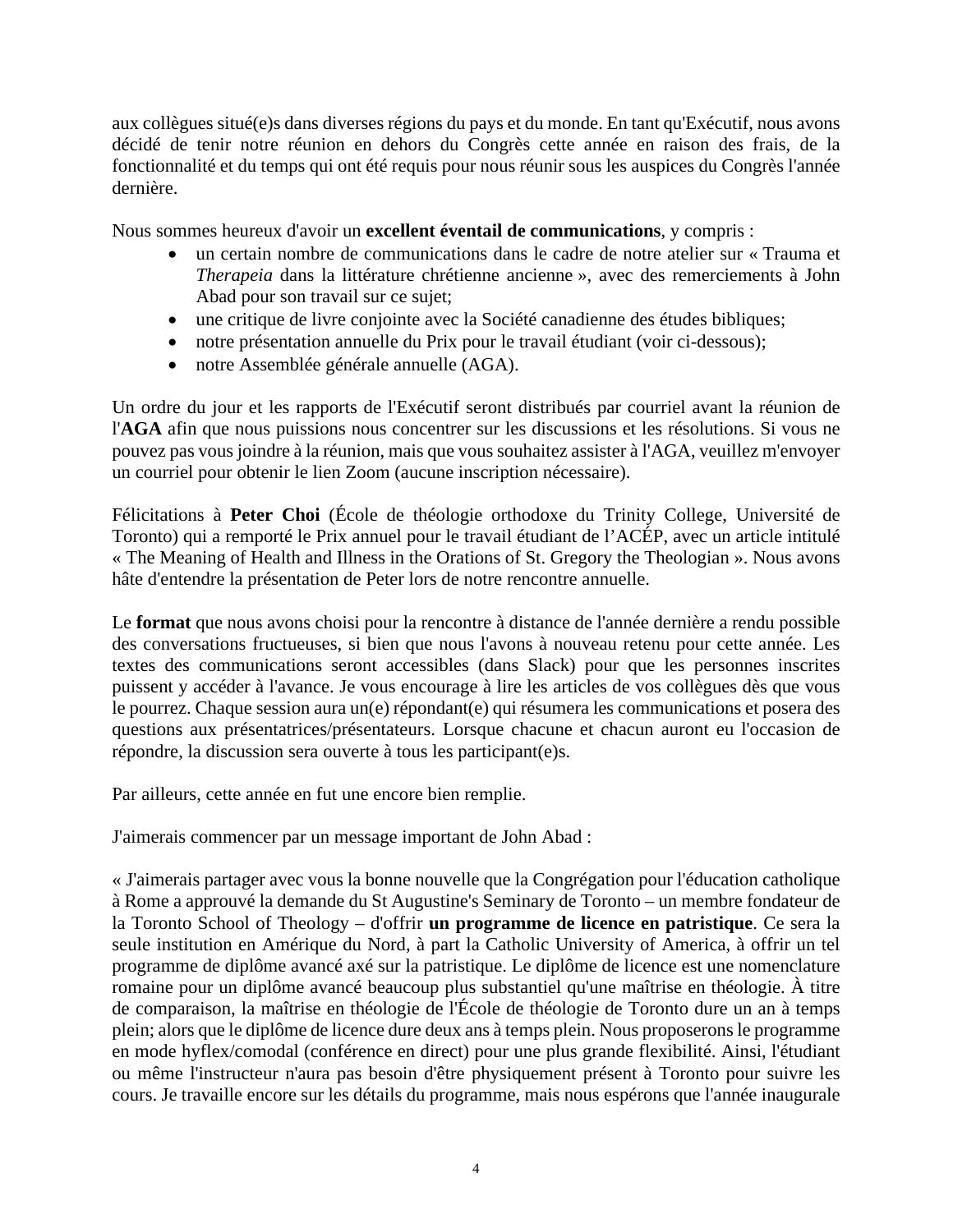aux collègues situé(e)s dans diverses régions du pays et du monde. En tant qu'Exécutif, nous avons décidé de tenir notre réunion en dehors du Congrès cette année en raison des frais, de la fonctionnalité et du temps qui ont été requis pour nous réunir sous les auspices du Congrès l'année dernière.

Nous sommes heureux d'avoir un **excellent éventail de communications**, y compris :

- un certain nombre de communications dans le cadre de notre atelier sur « Trauma et *Therapeia* dans la littérature chrétienne ancienne », avec des remerciements à John Abad pour son travail sur ce sujet;
- une critique de livre conjointe avec la Société canadienne des études bibliques;
- notre présentation annuelle du Prix pour le travail étudiant (voir ci-dessous);
- notre Assemblée générale annuelle (AGA).

Un ordre du jour et les rapports de l'Exécutif seront distribués par courriel avant la réunion de l'**AGA** afin que nous puissions nous concentrer sur les discussions et les résolutions. Si vous ne pouvez pas vous joindre à la réunion, mais que vous souhaitez assister à l'AGA, veuillez m'envoyer un courriel pour obtenir le lien Zoom (aucune inscription nécessaire).

Félicitations à **Peter Choi** (École de théologie orthodoxe du Trinity College, Université de Toronto) qui a remporté le Prix annuel pour le travail étudiant de l'ACÉP, avec un article intitulé « The Meaning of Health and Illness in the Orations of St. Gregory the Theologian ». Nous avons hâte d'entendre la présentation de Peter lors de notre rencontre annuelle.

Le **format** que nous avons choisi pour la rencontre à distance de l'année dernière a rendu possible des conversations fructueuses, si bien que nous l'avons à nouveau retenu pour cette année. Les textes des communications seront accessibles (dans Slack) pour que les personnes inscrites puissent y accéder à l'avance. Je vous encourage à lire les articles de vos collègues dès que vous le pourrez. Chaque session aura un(e) répondant(e) qui résumera les communications et posera des questions aux présentatrices/présentateurs. Lorsque chacune et chacun auront eu l'occasion de répondre, la discussion sera ouverte à tous les participant(e)s.

Par ailleurs, cette année en fut une encore bien remplie.

J'aimerais commencer par un message important de John Abad :

« J'aimerais partager avec vous la bonne nouvelle que la Congrégation pour l'éducation catholique à Rome a approuvé la demande du St Augustine's Seminary de Toronto – un membre fondateur de la Toronto School of Theology – d'offrir **un programme de licence en patristique**. Ce sera la seule institution en Amérique du Nord, à part la Catholic University of America, à offrir un tel programme de diplôme avancé axé sur la patristique. Le diplôme de licence est une nomenclature romaine pour un diplôme avancé beaucoup plus substantiel qu'une maîtrise en théologie. À titre de comparaison, la maîtrise en théologie de l'École de théologie de Toronto dure un an à temps plein; alors que le diplôme de licence dure deux ans à temps plein. Nous proposerons le programme en mode hyflex/comodal (conférence en direct) pour une plus grande flexibilité. Ainsi, l'étudiant ou même l'instructeur n'aura pas besoin d'être physiquement présent à Toronto pour suivre les cours. Je travaille encore sur les détails du programme, mais nous espérons que l'année inaugurale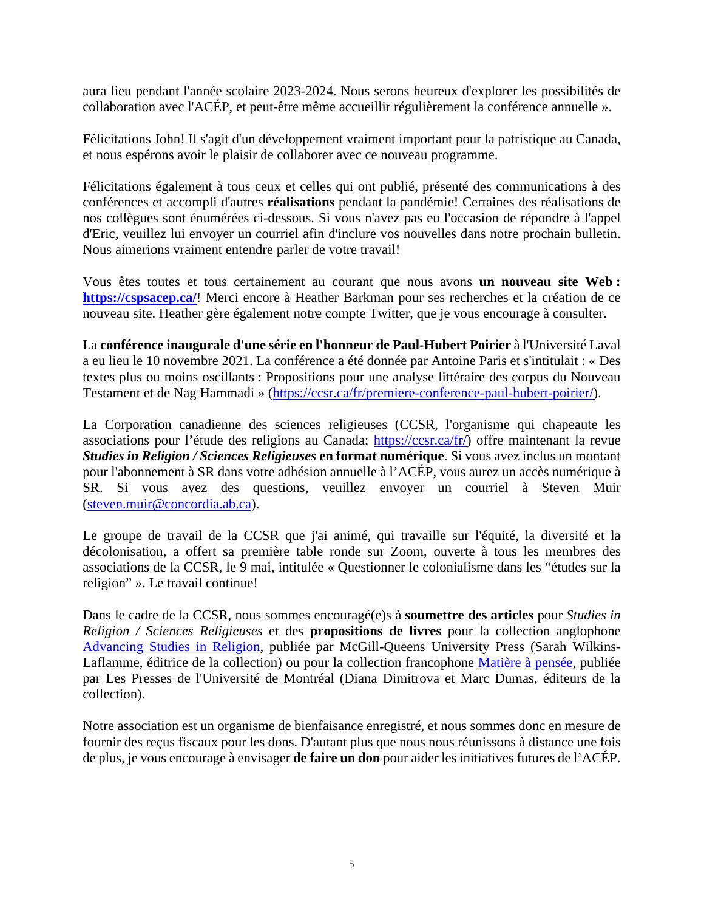aura lieu pendant l'année scolaire 2023-2024. Nous serons heureux d'explorer les possibilités de collaboration avec l'ACÉP, et peut-être même accueillir régulièrement la conférence annuelle ».

Félicitations John! Il s'agit d'un développement vraiment important pour la patristique au Canada, et nous espérons avoir le plaisir de collaborer avec ce nouveau programme.

Félicitations également à tous ceux et celles qui ont publié, présenté des communications à des conférences et accompli d'autres **réalisations** pendant la pandémie! Certaines des réalisations de nos collègues sont énumérées ci-dessous. Si vous n'avez pas eu l'occasion de répondre à l'appel d'Eric, veuillez lui envoyer un courriel afin d'inclure vos nouvelles dans notre prochain bulletin. Nous aimerions vraiment entendre parler de votre travail!

Vous êtes toutes et tous certainement au courant que nous avons **un nouveau site Web : [https://cspsacep.ca/](https://cspsacep.ca/)**! Merci encore à Heather Barkman pour ses recherches et la création de ce nouveau site. Heather gère également notre compte Twitter, que je vous encourage à consulter.

La **conférence inaugurale d'une série en l'honneur de Paul-Hubert Poirier** à l'Université Laval a eu lieu le 10 novembre 2021. La conférence a été donnée par Antoine Paris et s'intitulait : « Des textes plus ou moins oscillants : Propositions pour une analyse littéraire des corpus du Nouveau Testament et de Nag Hammadi » ([https://ccsr.ca/fr/premiere-conference-paul-hubert-poirier/](https://ccsr.ca/fr/premiere-conference-paul-hubert-poirier/)).

La Corporation canadienne des sciences religieuses (CCSR, l'organisme qui chapeaute les associations pour l'étude des religions au Canada; [https://ccsr.ca/fr/](https://ccsr.ca/fr/)) offre maintenant la revue ***Studies in Religion / Sciences Religieuses* en format numérique**. Si vous avez inclus un montant pour l'abonnement à SR dans votre adhésion annuelle à l'ACÉP, vous aurez un accès numérique à SR. Si vous avez des questions, veuillez envoyer un courriel à Steven Muir ([steven.muir@concordia.ab.ca](mailto:steven.muir@concordia.ab.ca)).

Le groupe de travail de la CCSR que j'ai animé, qui travaille sur l'équité, la diversité et la décolonisation, a offert sa première table ronde sur Zoom, ouverte à tous les membres des associations de la CCSR, le 9 mai, intitulée « Questionner le colonialisme dans les "études sur la religion" ». Le travail continue!

Dans le cadre de la CCSR, nous sommes encouragé(e)s à **soumettre des articles** pour *Studies in Religion / Sciences Religieuses* et des **propositions de livres** pour la collection anglophone [Advancing Studies in Religion](), publiée par McGill-Queens University Press (Sarah Wilkins-Laflamme, éditrice de la collection) ou pour la collection francophone [Matière à pensée](), publiée par Les Presses de l'Université de Montréal (Diana Dimitrova et Marc Dumas, éditeurs de la collection).

Notre association est un organisme de bienfaisance enregistré, et nous sommes donc en mesure de fournir des reçus fiscaux pour les dons. D'autant plus que nous nous réunissons à distance une fois de plus, je vous encourage à envisager **de faire un don** pour aider les initiatives futures de l'ACÉP.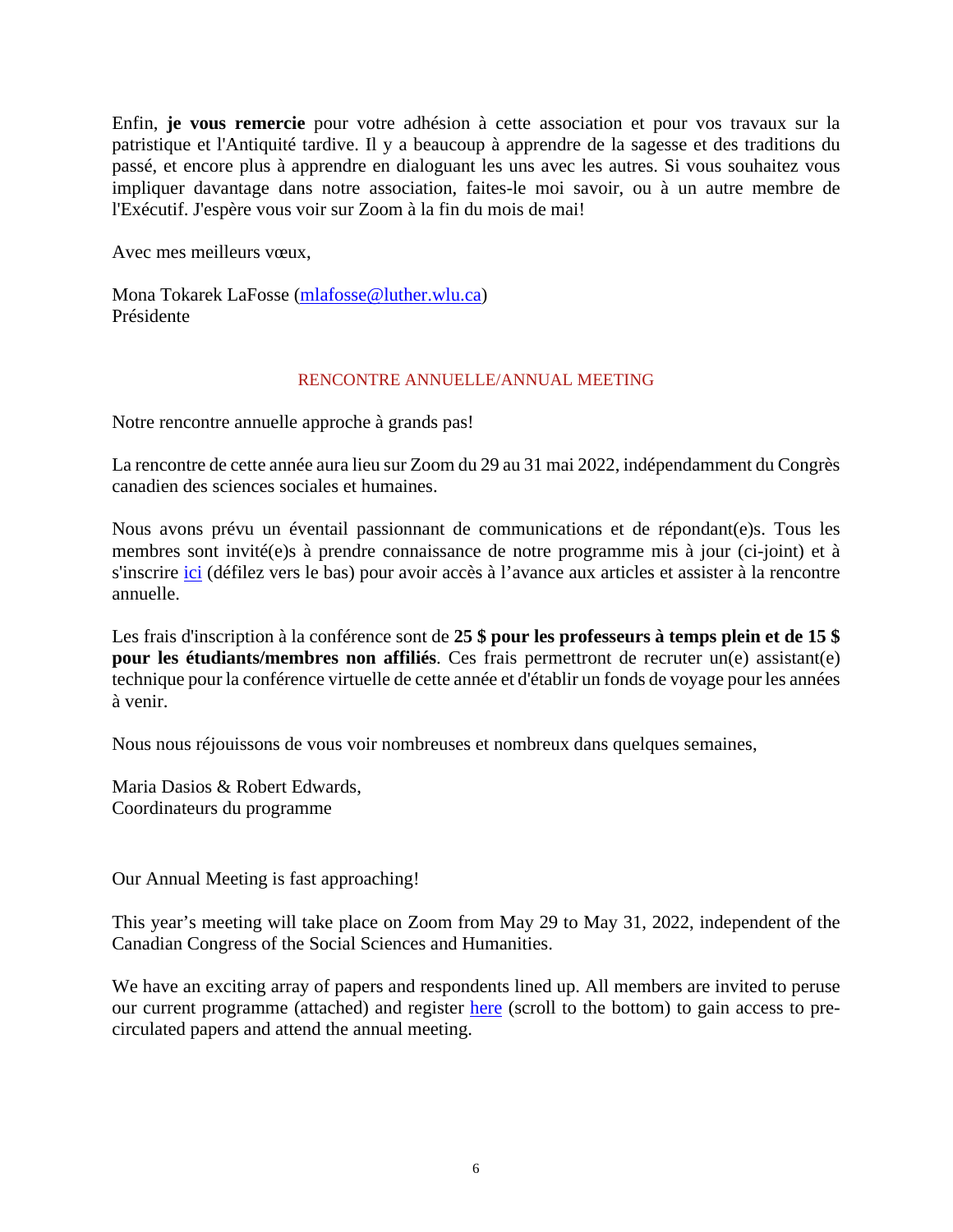Enfin, **je vous remercie** pour votre adhésion à cette association et pour vos travaux sur la patristique et l'Antiquité tardive. Il y a beaucoup à apprendre de la sagesse et des traditions du passé, et encore plus à apprendre en dialoguant les uns avec les autres. Si vous souhaitez vous impliquer davantage dans notre association, faites-le moi savoir, ou à un autre membre de l'Exécutif. J'espère vous voir sur Zoom à la fin du mois de mai!

Avec mes meilleurs vœux,

Mona Tokarek LaFosse (mlafosse@luther.wlu.ca)
Présidente

## RENCONTRE ANNUELLE/ANNUAL MEETING

Notre rencontre annuelle approche à grands pas!

La rencontre de cette année aura lieu sur Zoom du 29 au 31 mai 2022, indépendamment du Congrès canadien des sciences sociales et humaines.

Nous avons prévu un éventail passionnant de communications et de répondant(e)s. Tous les membres sont invité(e)s à prendre connaissance de notre programme mis à jour (ci-joint) et à s'inscrire ici (défilez vers le bas) pour avoir accès à l'avance aux articles et assister à la rencontre annuelle.

Les frais d'inscription à la conférence sont de **25 $ pour les professeurs à temps plein et de 15 $ pour les étudiants/membres non affiliés**. Ces frais permettront de recruter un(e) assistant(e) technique pour la conférence virtuelle de cette année et d'établir un fonds de voyage pour les années à venir.

Nous nous réjouissons de vous voir nombreuses et nombreux dans quelques semaines,

Maria Dasios & Robert Edwards,
Coordinateurs du programme

Our Annual Meeting is fast approaching!

This year's meeting will take place on Zoom from May 29 to May 31, 2022, independent of the Canadian Congress of the Social Sciences and Humanities.

We have an exciting array of papers and respondents lined up. All members are invited to peruse our current programme (attached) and register here (scroll to the bottom) to gain access to pre-circulated papers and attend the annual meeting.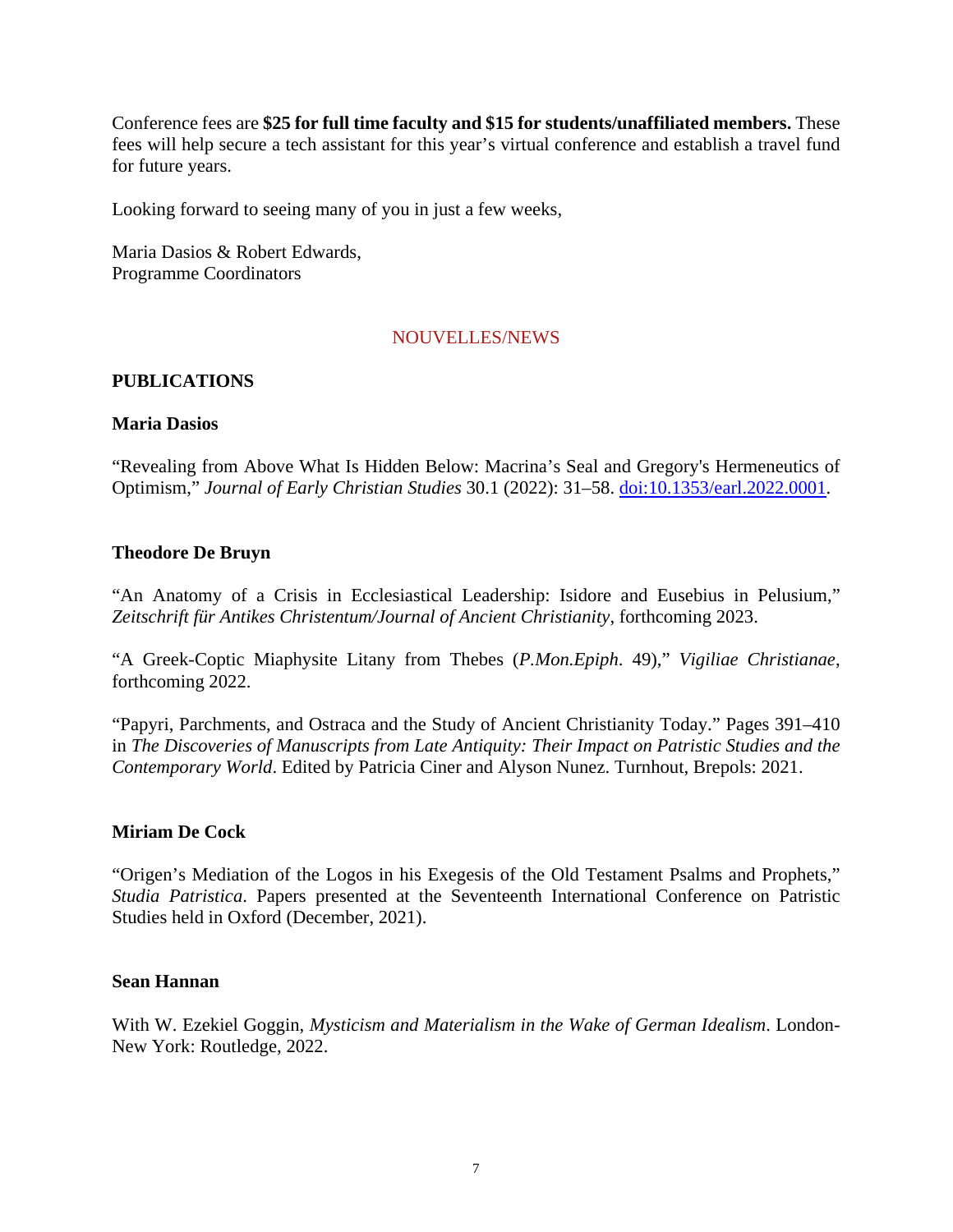Conference fees are **$25 for full time faculty and $15 for students/unaffiliated members.** These fees will help secure a tech assistant for this year's virtual conference and establish a travel fund for future years.

Looking forward to seeing many of you in just a few weeks,

Maria Dasios & Robert Edwards,
Programme Coordinators

## NOUVELLES/NEWS

### PUBLICATIONS

**Maria Dasios**

"Revealing from Above What Is Hidden Below: Macrina's Seal and Gregory's Hermeneutics of Optimism," *Journal of Early Christian Studies* 30.1 (2022): 31–58. [doi:10.1353/earl.2022.0001](https://doi.org/10.1353/earl.2022.0001).

**Theodore De Bruyn**

"An Anatomy of a Crisis in Ecclesiastical Leadership: Isidore and Eusebius in Pelusium," *Zeitschrift für Antikes Christentum/Journal of Ancient Christianity*, forthcoming 2023.

"A Greek-Coptic Miaphysite Litany from Thebes (*P.Mon.Epiph*. 49)," *Vigiliae Christianae*, forthcoming 2022.

"Papyri, Parchments, and Ostraca and the Study of Ancient Christianity Today." Pages 391–410 in *The Discoveries of Manuscripts from Late Antiquity: Their Impact on Patristic Studies and the Contemporary World*. Edited by Patricia Ciner and Alyson Nunez. Turnhout, Brepols: 2021.

**Miriam De Cock**

"Origen's Mediation of the Logos in his Exegesis of the Old Testament Psalms and Prophets," *Studia Patristica*. Papers presented at the Seventeenth International Conference on Patristic Studies held in Oxford (December, 2021).

**Sean Hannan**

With W. Ezekiel Goggin, *Mysticism and Materialism in the Wake of German Idealism*. London-New York: Routledge, 2022.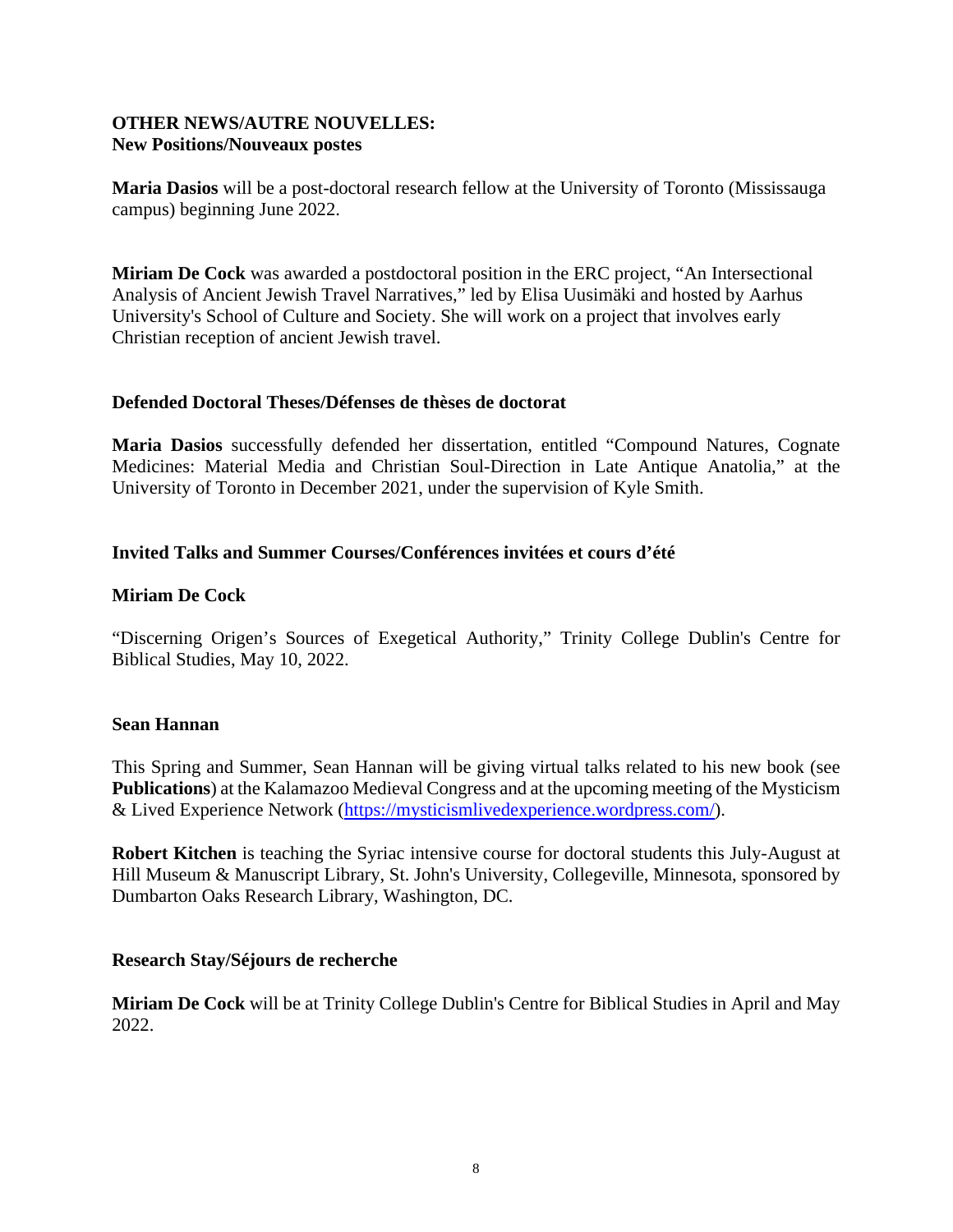## OTHER NEWS/AUTRE NOUVELLES:

### New Positions/Nouveaux postes

**Maria Dasios** will be a post-doctoral research fellow at the University of Toronto (Mississauga campus) beginning June 2022.

**Miriam De Cock** was awarded a postdoctoral position in the ERC project, “An Intersectional Analysis of Ancient Jewish Travel Narratives,” led by Elisa Uusimäki and hosted by Aarhus University's School of Culture and Society. She will work on a project that involves early Christian reception of ancient Jewish travel.

### Defended Doctoral Theses/Défenses de thèses de doctorat

**Maria Dasios** successfully defended her dissertation, entitled “Compound Natures, Cognate Medicines: Material Media and Christian Soul-Direction in Late Antique Anatolia,” at the University of Toronto in December 2021, under the supervision of Kyle Smith.

### Invited Talks and Summer Courses/Conférences invitées et cours d’été

**Miriam De Cock**

“Discerning Origen’s Sources of Exegetical Authority,” Trinity College Dublin's Centre for Biblical Studies, May 10, 2022.

**Sean Hannan**

This Spring and Summer, Sean Hannan will be giving virtual talks related to his new book (see **Publications**) at the Kalamazoo Medieval Congress and at the upcoming meeting of the Mysticism & Lived Experience Network (https://mysticismlivedexperience.wordpress.com/).

**Robert Kitchen** is teaching the Syriac intensive course for doctoral students this July-August at Hill Museum & Manuscript Library, St. John's University, Collegeville, Minnesota, sponsored by Dumbarton Oaks Research Library, Washington, DC.

### Research Stay/Séjours de recherche

**Miriam De Cock** will be at Trinity College Dublin's Centre for Biblical Studies in April and May 2022.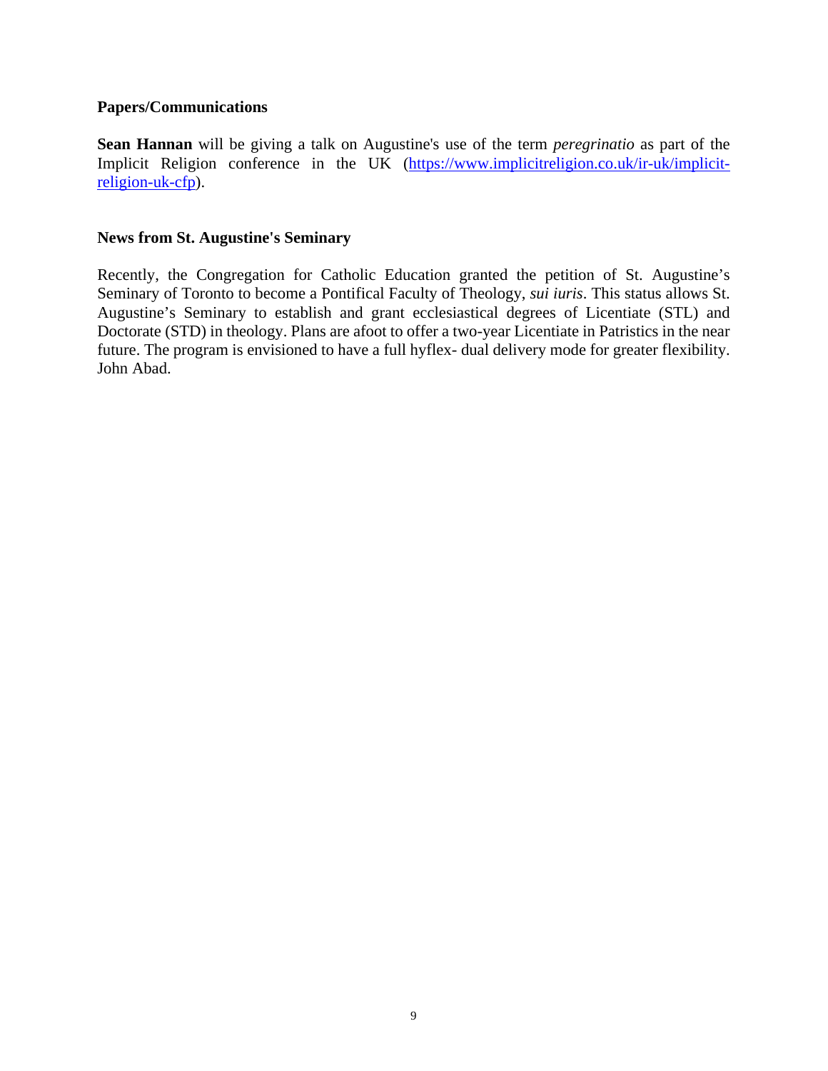## Papers/Communications

**Sean Hannan** will be giving a talk on Augustine's use of the term *peregrinatio* as part of the Implicit Religion conference in the UK (https://www.implicitreligion.co.uk/ir-uk/implicit-religion-uk-cfp).

## News from St. Augustine's Seminary

Recently, the Congregation for Catholic Education granted the petition of St. Augustine's Seminary of Toronto to become a Pontifical Faculty of Theology, *sui iuris*. This status allows St. Augustine's Seminary to establish and grant ecclesiastical degrees of Licentiate (STL) and Doctorate (STD) in theology. Plans are afoot to offer a two-year Licentiate in Patristics in the near future. The program is envisioned to have a full hyflex- dual delivery mode for greater flexibility. John Abad.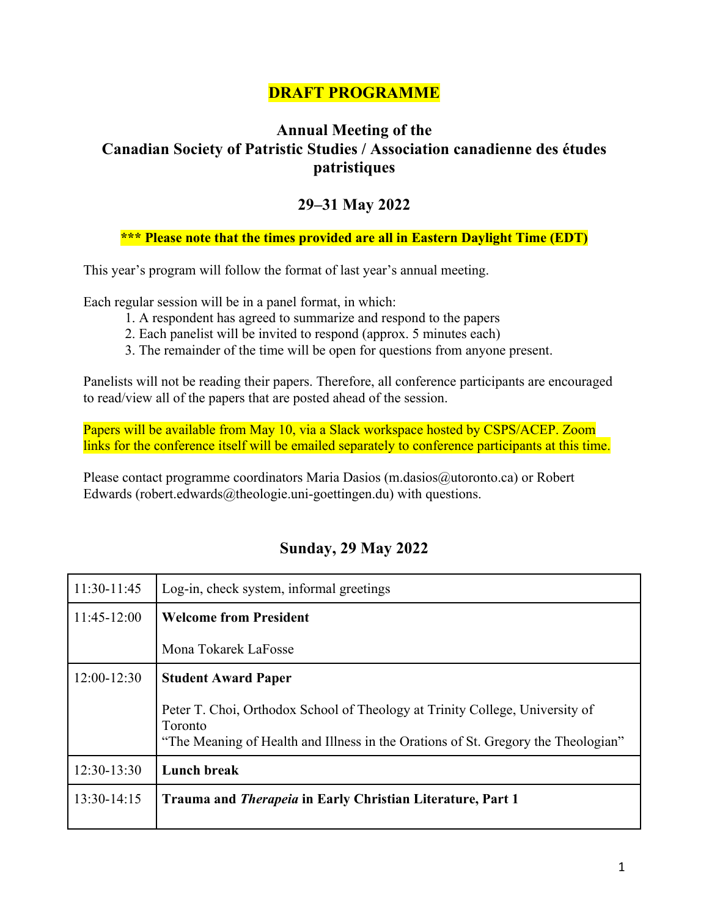# DRAFT PROGRAMME

## Annual Meeting of the Canadian Society of Patristic Studies / Association canadienne des études patristiques

## 29–31 May 2022

**\*\*\* Please note that the times provided are all in Eastern Daylight Time (EDT)**

This year's program will follow the format of last year's annual meeting.

Each regular session will be in a panel format, in which:

1. A respondent has agreed to summarize and respond to the papers
2. Each panelist will be invited to respond (approx. 5 minutes each)
3. The remainder of the time will be open for questions from anyone present.

Panelists will not be reading their papers. Therefore, all conference participants are encouraged to read/view all of the papers that are posted ahead of the session.

Papers will be available from May 10, via a Slack workspace hosted by CSPS/ACEP. Zoom links for the conference itself will be emailed separately to conference participants at this time.

Please contact programme coordinators Maria Dasios (m.dasios@utoronto.ca) or Robert Edwards (robert.edwards@theologie.uni-goettingen.du) with questions.

## Sunday, 29 May 2022

| | |
|---|---|
| 11:30-11:45 | Log-in, check system, informal greetings |
| 11:45-12:00 | **Welcome from President**<br><br>Mona Tokarek LaFosse |
| 12:00-12:30 | **Student Award Paper**<br><br>Peter T. Choi, Orthodox School of Theology at Trinity College, University of Toronto<br>"The Meaning of Health and Illness in the Orations of St. Gregory the Theologian" |
| 12:30-13:30 | **Lunch break** |
| 13:30-14:15 | **Trauma and *Therapeia* in Early Christian Literature, Part 1** |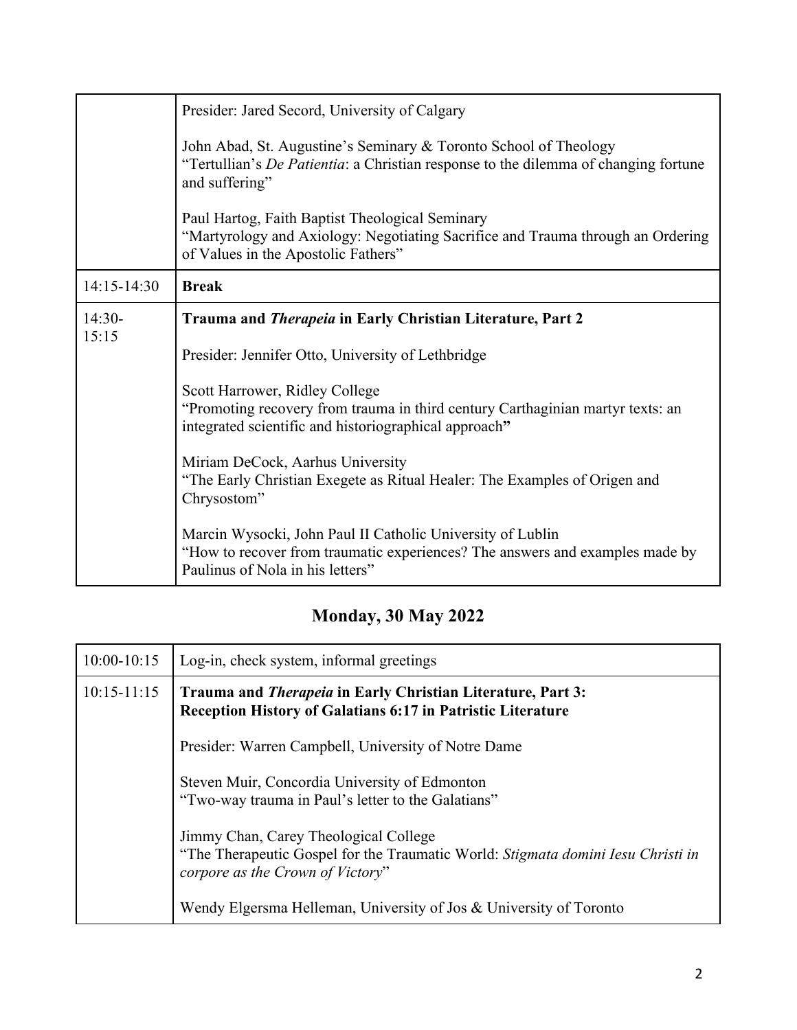| | |
|---|---|
| | Presider: Jared Secord, University of Calgary<br><br>John Abad, St. Augustine's Seminary & Toronto School of Theology<br>"Tertullian's *De Patientia*: a Christian response to the dilemma of changing fortune and suffering"<br><br>Paul Hartog, Faith Baptist Theological Seminary<br>"Martyrology and Axiology: Negotiating Sacrifice and Trauma through an Ordering of Values in the Apostolic Fathers" |
| 14:15-14:30 | **Break** |
| 14:30-15:15 | **Trauma and *Therapeia* in Early Christian Literature, Part 2**<br><br>Presider: Jennifer Otto, University of Lethbridge<br><br>Scott Harrower, Ridley College<br>"Promoting recovery from trauma in third century Carthaginian martyr texts: an integrated scientific and historiographical approach"<br><br>Miriam DeCock, Aarhus University<br>"The Early Christian Exegete as Ritual Healer: The Examples of Origen and Chrysostom"<br><br>Marcin Wysocki, John Paul II Catholic University of Lublin<br>"How to recover from traumatic experiences? The answers and examples made by Paulinus of Nola in his letters" |

## Monday, 30 May 2022

| | |
|---|---|
| 10:00-10:15 | Log-in, check system, informal greetings |
| 10:15-11:15 | **Trauma and *Therapeia* in Early Christian Literature, Part 3: Reception History of Galatians 6:17 in Patristic Literature**<br><br>Presider: Warren Campbell, University of Notre Dame<br><br>Steven Muir, Concordia University of Edmonton<br>"Two-way trauma in Paul's letter to the Galatians"<br><br>Jimmy Chan, Carey Theological College<br>"The Therapeutic Gospel for the Traumatic World: *Stigmata domini Iesu Christi in corpore as the Crown of Victory*"<br><br>Wendy Elgersma Helleman, University of Jos & University of Toronto |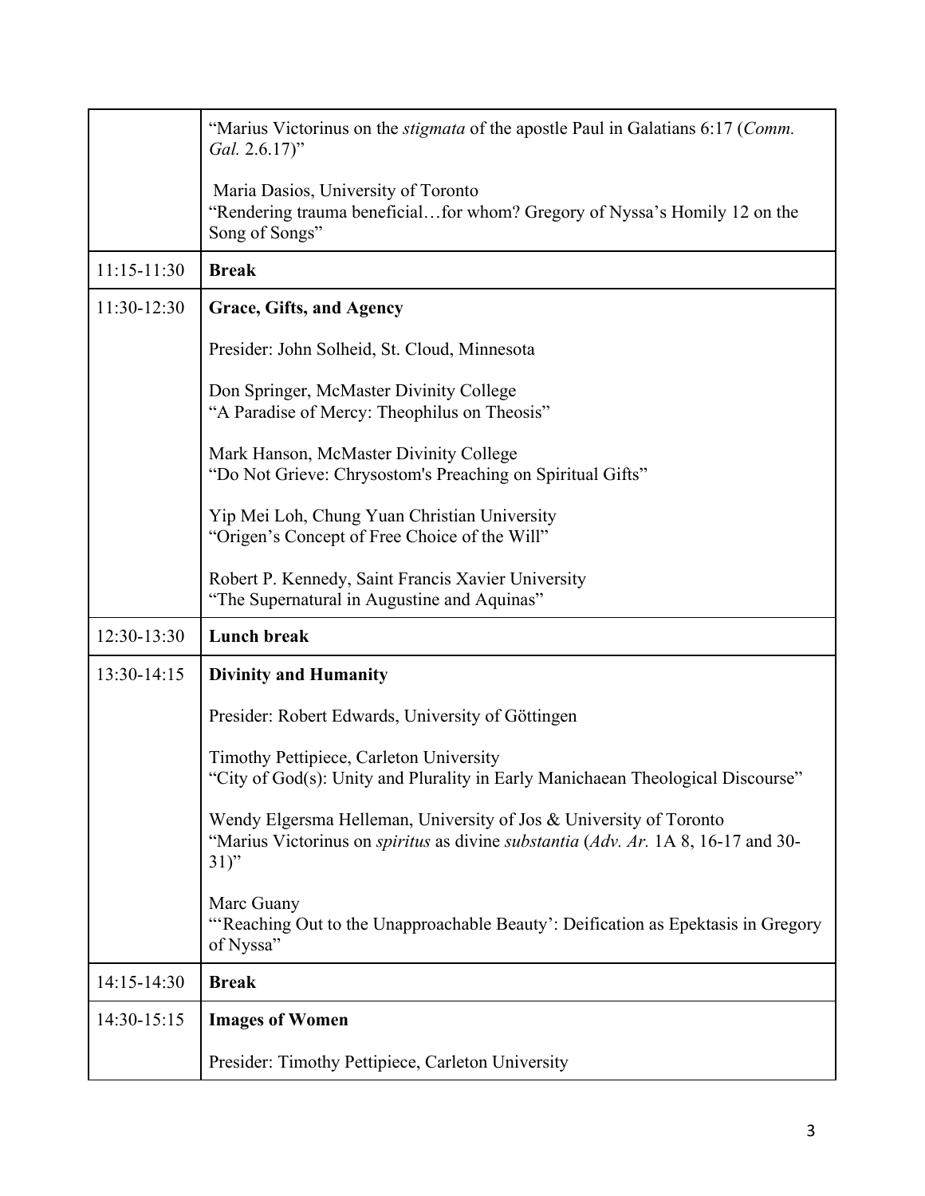| | |
|---|---|
| | "Marius Victorinus on the *stigmata* of the apostle Paul in Galatians 6:17 (*Comm. Gal.* 2.6.17)"<br><br>Maria Dasios, University of Toronto<br>"Rendering trauma beneficial…for whom? Gregory of Nyssa's Homily 12 on the Song of Songs" |
| 11:15-11:30 | **Break** |
| 11:30-12:30 | **Grace, Gifts, and Agency**<br><br>Presider: John Solheid, St. Cloud, Minnesota<br><br>Don Springer, McMaster Divinity College<br>"A Paradise of Mercy: Theophilus on Theosis"<br><br>Mark Hanson, McMaster Divinity College<br>"Do Not Grieve: Chrysostom's Preaching on Spiritual Gifts"<br><br>Yip Mei Loh, Chung Yuan Christian University<br>"Origen's Concept of Free Choice of the Will"<br><br>Robert P. Kennedy, Saint Francis Xavier University<br>"The Supernatural in Augustine and Aquinas" |
| 12:30-13:30 | **Lunch break** |
| 13:30-14:15 | **Divinity and Humanity**<br><br>Presider: Robert Edwards, University of Göttingen<br><br>Timothy Pettipiece, Carleton University<br>"City of God(s): Unity and Plurality in Early Manichaean Theological Discourse"<br><br>Wendy Elgersma Helleman, University of Jos & University of Toronto<br>"Marius Victorinus on *spiritus* as divine *substantia* (*Adv. Ar.* 1A 8, 16-17 and 30-31)"<br><br>Marc Guany<br>"'Reaching Out to the Unapproachable Beauty': Deification as Epektasis in Gregory of Nyssa" |
| 14:15-14:30 | **Break** |
| 14:30-15:15 | **Images of Women**<br><br>Presider: Timothy Pettipiece, Carleton University |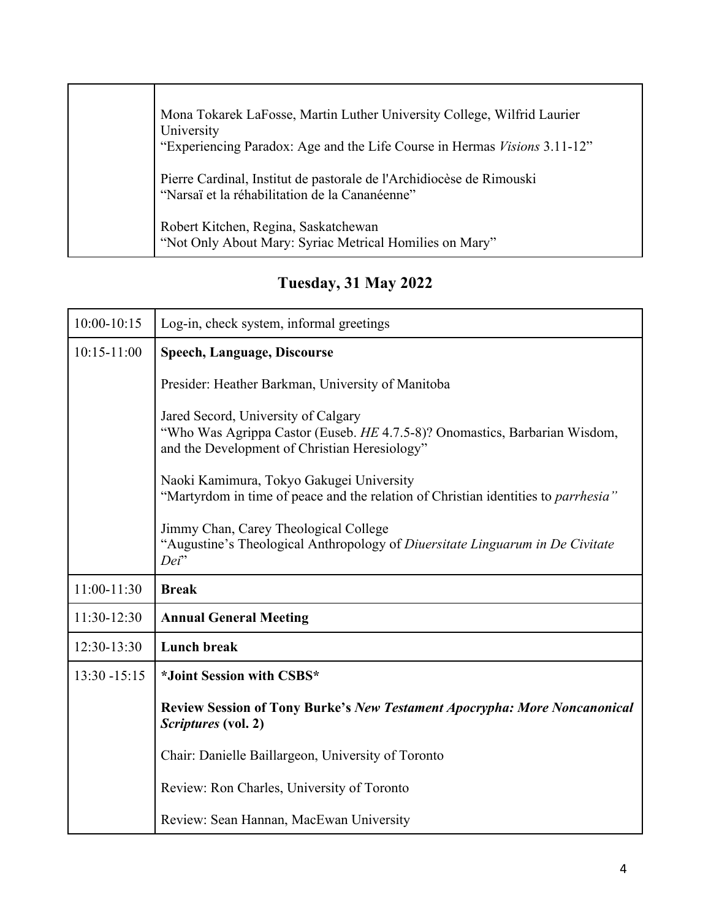| | |
|---|---|
| | Mona Tokarek LaFosse, Martin Luther University College, Wilfrid Laurier University<br>"Experiencing Paradox: Age and the Life Course in Hermas *Visions* 3.11-12"<br><br>Pierre Cardinal, Institut de pastorale de l'Archidiocèse de Rimouski<br>"Narsaï et la réhabilitation de la Cananéenne"<br><br>Robert Kitchen, Regina, Saskatchewan<br>"Not Only About Mary: Syriac Metrical Homilies on Mary" |

## Tuesday, 31 May 2022

| | |
|---|---|
| 10:00-10:15 | Log-in, check system, informal greetings |
| 10:15-11:00 | **Speech, Language, Discourse**<br><br>Presider: Heather Barkman, University of Manitoba<br><br>Jared Secord, University of Calgary<br>"Who Was Agrippa Castor (Euseb. *HE* 4.7.5-8)? Onomastics, Barbarian Wisdom, and the Development of Christian Heresiology"<br><br>Naoki Kamimura, Tokyo Gakugei University<br>"Martyrdom in time of peace and the relation of Christian identities to *parrhesia"*<br><br>Jimmy Chan, Carey Theological College<br>"Augustine's Theological Anthropology of *Diuersitate Linguarum in De Civitate Dei*" |
| 11:00-11:30 | **Break** |
| 11:30-12:30 | **Annual General Meeting** |
| 12:30-13:30 | **Lunch break** |
| 13:30 -15:15 | ***Joint Session with CSBS***<br><br>**Review Session of Tony Burke's *New Testament Apocrypha: More Noncanonical Scriptures* (vol. 2)**<br><br>Chair: Danielle Baillargeon, University of Toronto<br><br>Review: Ron Charles, University of Toronto<br><br>Review: Sean Hannan, MacEwan University |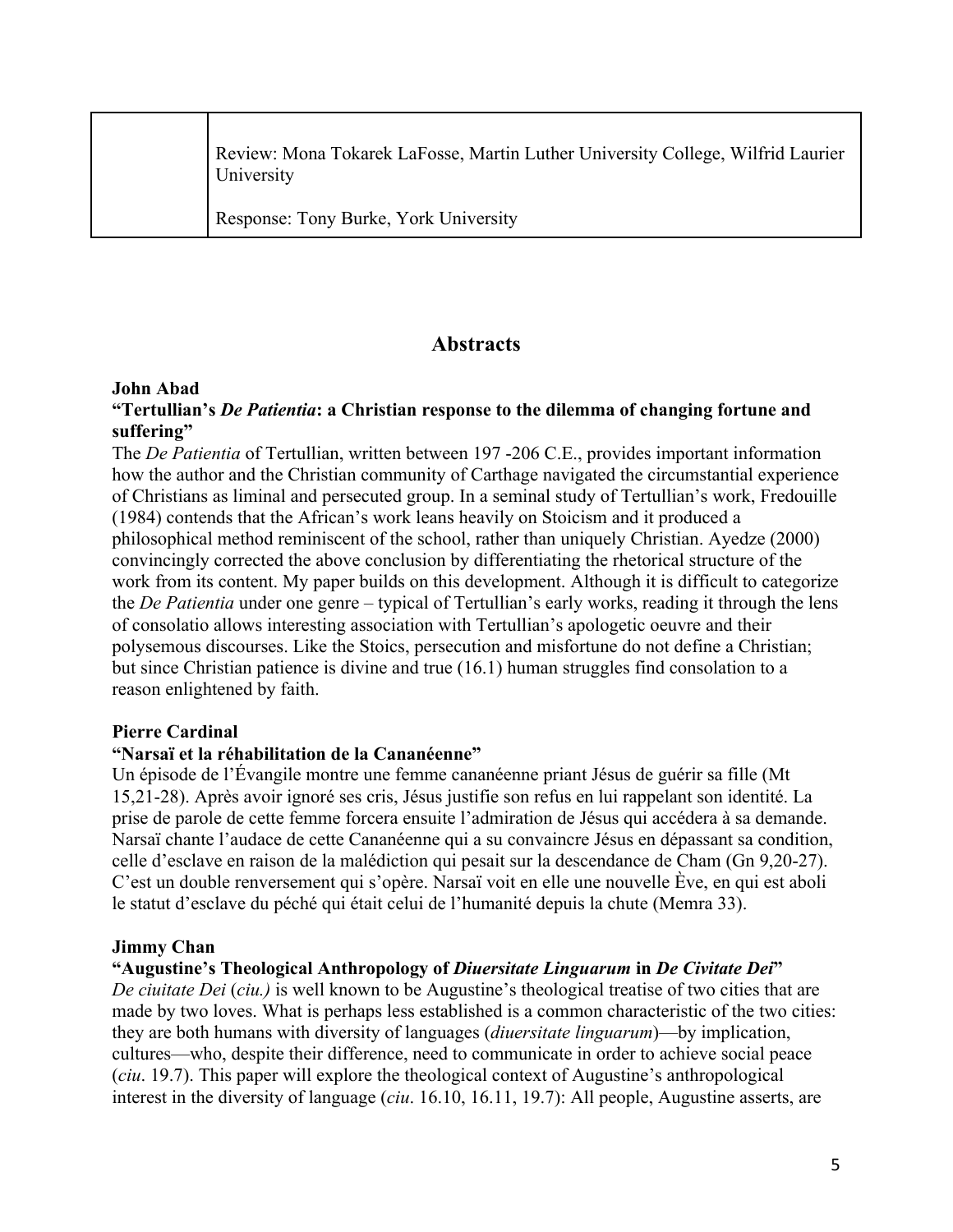| | Review: Mona Tokarek LaFosse, Martin Luther University College, Wilfrid Laurier University<br><br>Response: Tony Burke, York University |
|---|---|

## Abstracts

**John Abad**
**"Tertullian's *De Patientia*: a Christian response to the dilemma of changing fortune and suffering"**
The *De Patientia* of Tertullian, written between 197 -206 C.E., provides important information how the author and the Christian community of Carthage navigated the circumstantial experience of Christians as liminal and persecuted group. In a seminal study of Tertullian's work, Fredouille (1984) contends that the African's work leans heavily on Stoicism and it produced a philosophical method reminiscent of the school, rather than uniquely Christian. Ayedze (2000) convincingly corrected the above conclusion by differentiating the rhetorical structure of the work from its content. My paper builds on this development. Although it is difficult to categorize the *De Patientia* under one genre – typical of Tertullian's early works, reading it through the lens of consolatio allows interesting association with Tertullian's apologetic oeuvre and their polysemous discourses. Like the Stoics, persecution and misfortune do not define a Christian; but since Christian patience is divine and true (16.1) human struggles find consolation to a reason enlightened by faith.

**Pierre Cardinal**
**"Narsaï et la réhabilitation de la Cananéenne"**
Un épisode de l'Évangile montre une femme cananéenne priant Jésus de guérir sa fille (Mt 15,21-28). Après avoir ignoré ses cris, Jésus justifie son refus en lui rappelant son identité. La prise de parole de cette femme forcera ensuite l'admiration de Jésus qui accédera à sa demande. Narsaï chante l'audace de cette Cananéenne qui a su convaincre Jésus en dépassant sa condition, celle d'esclave en raison de la malédiction qui pesait sur la descendance de Cham (Gn 9,20-27). C'est un double renversement qui s'opère. Narsaï voit en elle une nouvelle Ève, en qui est aboli le statut d'esclave du péché qui était celui de l'humanité depuis la chute (Memra 33).

**Jimmy Chan**
**"Augustine's Theological Anthropology of *Diuersitate Linguarum* in *De Civitate Dei*"**
*De ciuitate Dei* (*ciu.*) is well known to be Augustine's theological treatise of two cities that are made by two loves. What is perhaps less established is a common characteristic of the two cities: they are both humans with diversity of languages (*diuersitate linguarum*)—by implication, cultures—who, despite their difference, need to communicate in order to achieve social peace (*ciu*. 19.7). This paper will explore the theological context of Augustine's anthropological interest in the diversity of language (*ciu*. 16.10, 16.11, 19.7): All people, Augustine asserts, are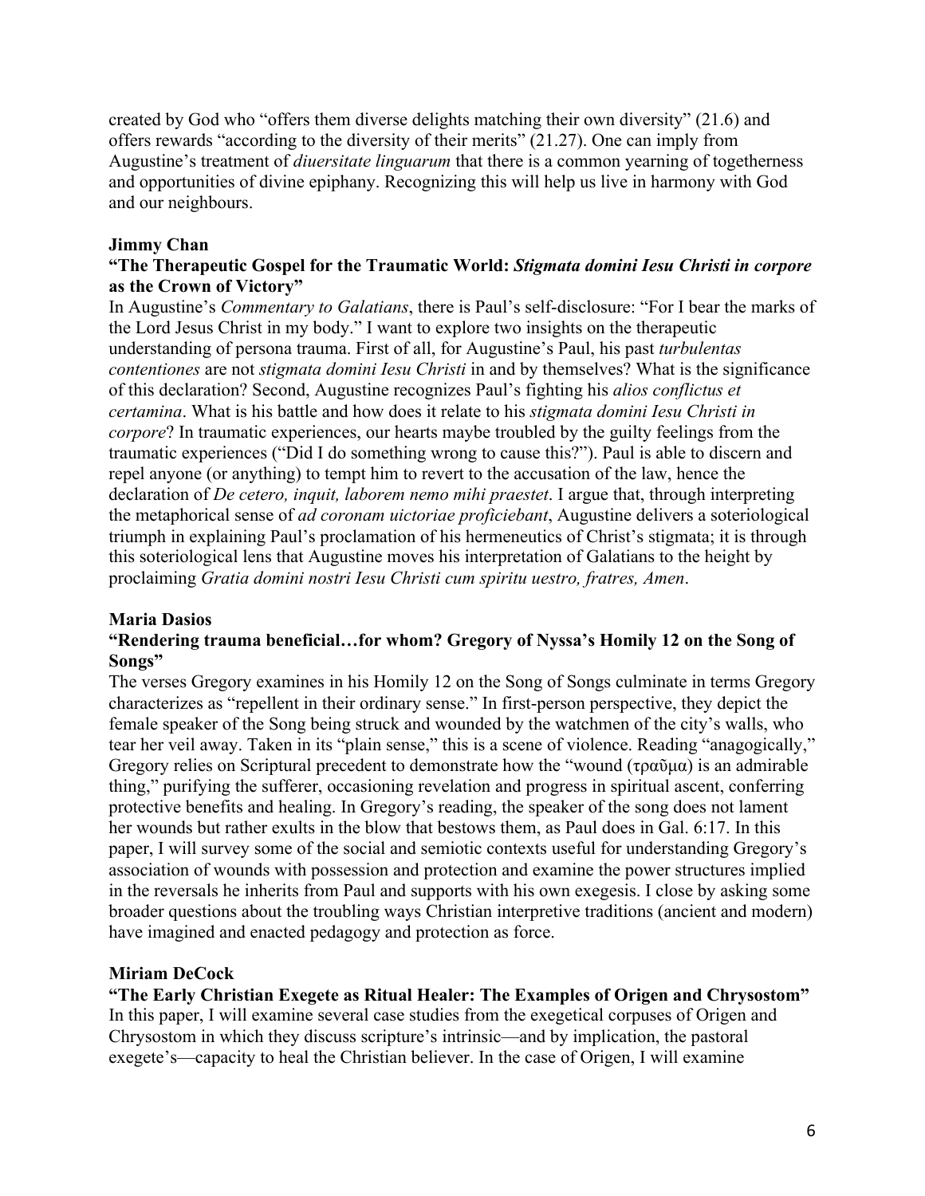created by God who "offers them diverse delights matching their own diversity" (21.6) and offers rewards "according to the diversity of their merits" (21.27). One can imply from Augustine's treatment of *diuersitate linguarum* that there is a common yearning of togetherness and opportunities of divine epiphany. Recognizing this will help us live in harmony with God and our neighbours.

**Jimmy Chan**

**"The Therapeutic Gospel for the Traumatic World: *Stigmata domini Iesu Christi in corpore* as the Crown of Victory"**

In Augustine's *Commentary to Galatians*, there is Paul's self-disclosure: "For I bear the marks of the Lord Jesus Christ in my body." I want to explore two insights on the therapeutic understanding of persona trauma. First of all, for Augustine's Paul, his past *turbulentas contentiones* are not *stigmata domini Iesu Christi* in and by themselves? What is the significance of this declaration? Second, Augustine recognizes Paul's fighting his *alios conflictus et certamina*. What is his battle and how does it relate to his *stigmata domini Iesu Christi in corpore*? In traumatic experiences, our hearts maybe troubled by the guilty feelings from the traumatic experiences ("Did I do something wrong to cause this?"). Paul is able to discern and repel anyone (or anything) to tempt him to revert to the accusation of the law, hence the declaration of *De cetero, inquit, laborem nemo mihi praestet*. I argue that, through interpreting the metaphorical sense of *ad coronam uictoriae proficiebant*, Augustine delivers a soteriological triumph in explaining Paul's proclamation of his hermeneutics of Christ's stigmata; it is through this soteriological lens that Augustine moves his interpretation of Galatians to the height by proclaiming *Gratia domini nostri Iesu Christi cum spiritu uestro, fratres, Amen*.

**Maria Dasios**

**"Rendering trauma beneficial…for whom? Gregory of Nyssa's Homily 12 on the Song of Songs"**

The verses Gregory examines in his Homily 12 on the Song of Songs culminate in terms Gregory characterizes as "repellent in their ordinary sense." In first-person perspective, they depict the female speaker of the Song being struck and wounded by the watchmen of the city's walls, who tear her veil away. Taken in its "plain sense," this is a scene of violence. Reading "anagogically," Gregory relies on Scriptural precedent to demonstrate how the "wound (τραῦμα) is an admirable thing," purifying the sufferer, occasioning revelation and progress in spiritual ascent, conferring protective benefits and healing. In Gregory's reading, the speaker of the song does not lament her wounds but rather exults in the blow that bestows them, as Paul does in Gal. 6:17. In this paper, I will survey some of the social and semiotic contexts useful for understanding Gregory's association of wounds with possession and protection and examine the power structures implied in the reversals he inherits from Paul and supports with his own exegesis. I close by asking some broader questions about the troubling ways Christian interpretive traditions (ancient and modern) have imagined and enacted pedagogy and protection as force.

**Miriam DeCock**

**"The Early Christian Exegete as Ritual Healer: The Examples of Origen and Chrysostom"**

In this paper, I will examine several case studies from the exegetical corpuses of Origen and Chrysostom in which they discuss scripture's intrinsic—and by implication, the pastoral exegete's—capacity to heal the Christian believer. In the case of Origen, I will examine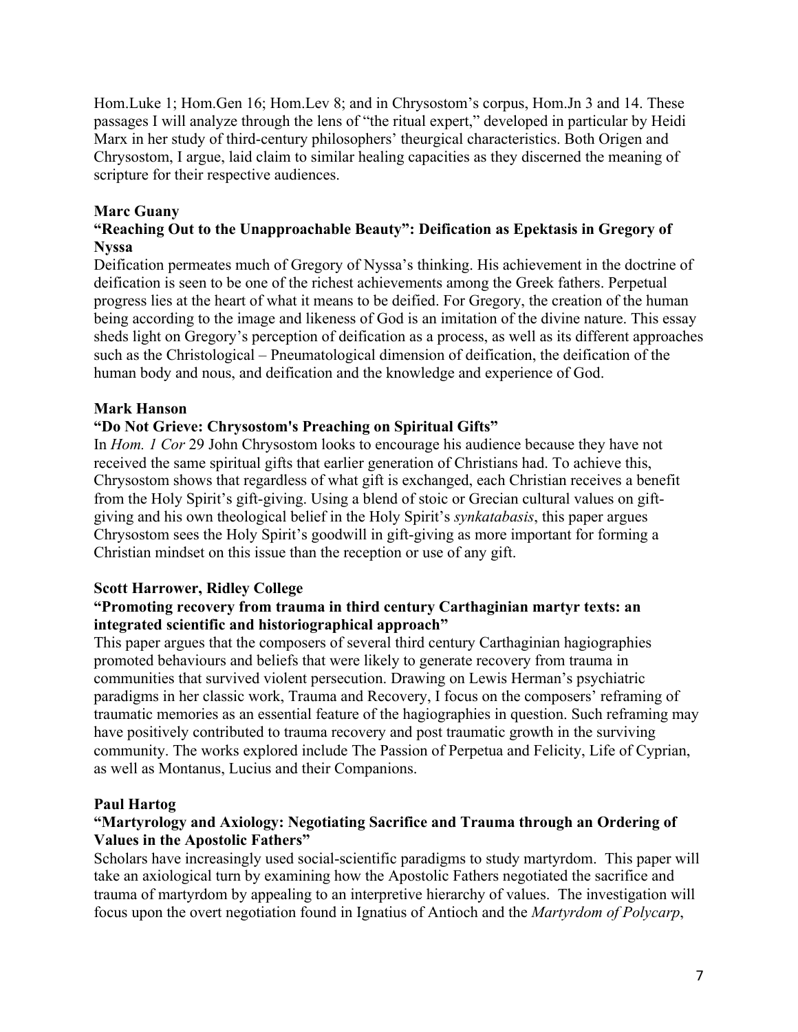Hom.Luke 1; Hom.Gen 16; Hom.Lev 8; and in Chrysostom's corpus, Hom.Jn 3 and 14. These passages I will analyze through the lens of "the ritual expert," developed in particular by Heidi Marx in her study of third-century philosophers' theurgical characteristics. Both Origen and Chrysostom, I argue, laid claim to similar healing capacities as they discerned the meaning of scripture for their respective audiences.

**Marc Guany**

**"Reaching Out to the Unapproachable Beauty": Deification as Epektasis in Gregory of Nyssa**

Deification permeates much of Gregory of Nyssa's thinking. His achievement in the doctrine of deification is seen to be one of the richest achievements among the Greek fathers. Perpetual progress lies at the heart of what it means to be deified. For Gregory, the creation of the human being according to the image and likeness of God is an imitation of the divine nature. This essay sheds light on Gregory's perception of deification as a process, as well as its different approaches such as the Christological – Pneumatological dimension of deification, the deification of the human body and nous, and deification and the knowledge and experience of God.

**Mark Hanson**

**"Do Not Grieve: Chrysostom's Preaching on Spiritual Gifts"**

In *Hom. 1 Cor* 29 John Chrysostom looks to encourage his audience because they have not received the same spiritual gifts that earlier generation of Christians had. To achieve this, Chrysostom shows that regardless of what gift is exchanged, each Christian receives a benefit from the Holy Spirit's gift-giving. Using a blend of stoic or Grecian cultural values on gift-giving and his own theological belief in the Holy Spirit's *synkatabasis*, this paper argues Chrysostom sees the Holy Spirit's goodwill in gift-giving as more important for forming a Christian mindset on this issue than the reception or use of any gift.

**Scott Harrower, Ridley College**

**"Promoting recovery from trauma in third century Carthaginian martyr texts: an integrated scientific and historiographical approach"**

This paper argues that the composers of several third century Carthaginian hagiographies promoted behaviours and beliefs that were likely to generate recovery from trauma in communities that survived violent persecution. Drawing on Lewis Herman's psychiatric paradigms in her classic work, Trauma and Recovery, I focus on the composers' reframing of traumatic memories as an essential feature of the hagiographies in question. Such reframing may have positively contributed to trauma recovery and post traumatic growth in the surviving community. The works explored include The Passion of Perpetua and Felicity, Life of Cyprian, as well as Montanus, Lucius and their Companions.

**Paul Hartog**

**"Martyrology and Axiology: Negotiating Sacrifice and Trauma through an Ordering of Values in the Apostolic Fathers"**

Scholars have increasingly used social-scientific paradigms to study martyrdom. This paper will take an axiological turn by examining how the Apostolic Fathers negotiated the sacrifice and trauma of martyrdom by appealing to an interpretive hierarchy of values. The investigation will focus upon the overt negotiation found in Ignatius of Antioch and the *Martyrdom of Polycarp*,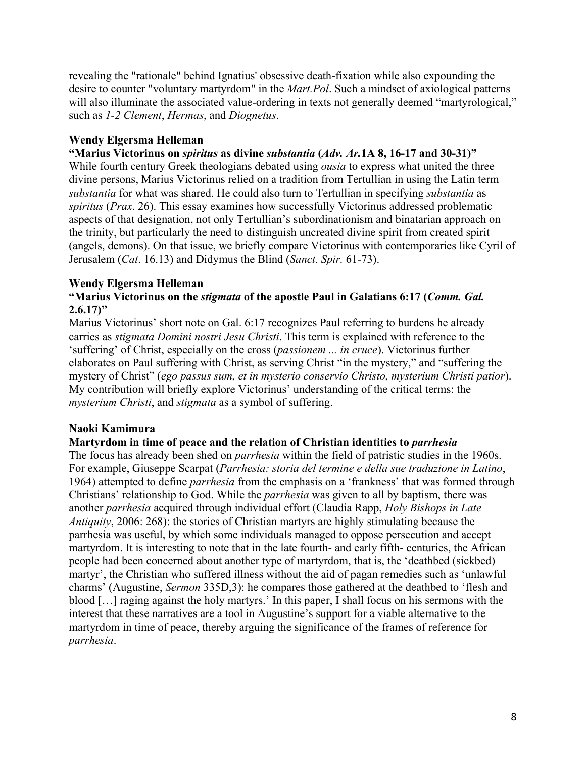revealing the "rationale" behind Ignatius' obsessive death-fixation while also expounding the desire to counter "voluntary martyrdom" in the *Mart.Pol*. Such a mindset of axiological patterns will also illuminate the associated value-ordering in texts not generally deemed "martyrological," such as *1-2 Clement*, *Hermas*, and *Diognetus*.

**Wendy Elgersma Helleman**

**"Marius Victorinus on *spiritus* as divine *substantia* (*Adv. Ar.*1A 8, 16-17 and 30-31)"**

While fourth century Greek theologians debated using *ousia* to express what united the three divine persons, Marius Victorinus relied on a tradition from Tertullian in using the Latin term *substantia* for what was shared. He could also turn to Tertullian in specifying *substantia* as *spiritus* (*Prax*. 26). This essay examines how successfully Victorinus addressed problematic aspects of that designation, not only Tertullian's subordinationism and binatarian approach on the trinity, but particularly the need to distinguish uncreated divine spirit from created spirit (angels, demons). On that issue, we briefly compare Victorinus with contemporaries like Cyril of Jerusalem (*Cat*. 16.13) and Didymus the Blind (*Sanct. Spir.* 61-73).

**Wendy Elgersma Helleman**

**"Marius Victorinus on the *stigmata* of the apostle Paul in Galatians 6:17 (*Comm. Gal.* 2.6.17)"**

Marius Victorinus' short note on Gal. 6:17 recognizes Paul referring to burdens he already carries as *stigmata Domini nostri Jesu Christi*. This term is explained with reference to the 'suffering' of Christ, especially on the cross (*passionem ... in cruce*). Victorinus further elaborates on Paul suffering with Christ, as serving Christ "in the mystery," and "suffering the mystery of Christ" (*ego passus sum, et in mysterio conservio Christo, mysterium Christi patior*). My contribution will briefly explore Victorinus' understanding of the critical terms: the *mysterium Christi*, and *stigmata* as a symbol of suffering.

**Naoki Kamimura**

**Martyrdom in time of peace and the relation of Christian identities to *parrhesia***

The focus has already been shed on *parrhesia* within the field of patristic studies in the 1960s. For example, Giuseppe Scarpat (*Parrhesia: storia del termine e della sue traduzione in Latino*, 1964) attempted to define *parrhesia* from the emphasis on a 'frankness' that was formed through Christians' relationship to God. While the *parrhesia* was given to all by baptism, there was another *parrhesia* acquired through individual effort (Claudia Rapp, *Holy Bishops in Late Antiquity*, 2006: 268): the stories of Christian martyrs are highly stimulating because the parrhesia was useful, by which some individuals managed to oppose persecution and accept martyrdom. It is interesting to note that in the late fourth- and early fifth- centuries, the African people had been concerned about another type of martyrdom, that is, the 'deathbed (sickbed) martyr', the Christian who suffered illness without the aid of pagan remedies such as 'unlawful charms' (Augustine, *Sermon* 335D,3): he compares those gathered at the deathbed to 'flesh and blood […] raging against the holy martyrs.' In this paper, I shall focus on his sermons with the interest that these narratives are a tool in Augustine's support for a viable alternative to the martyrdom in time of peace, thereby arguing the significance of the frames of reference for *parrhesia*.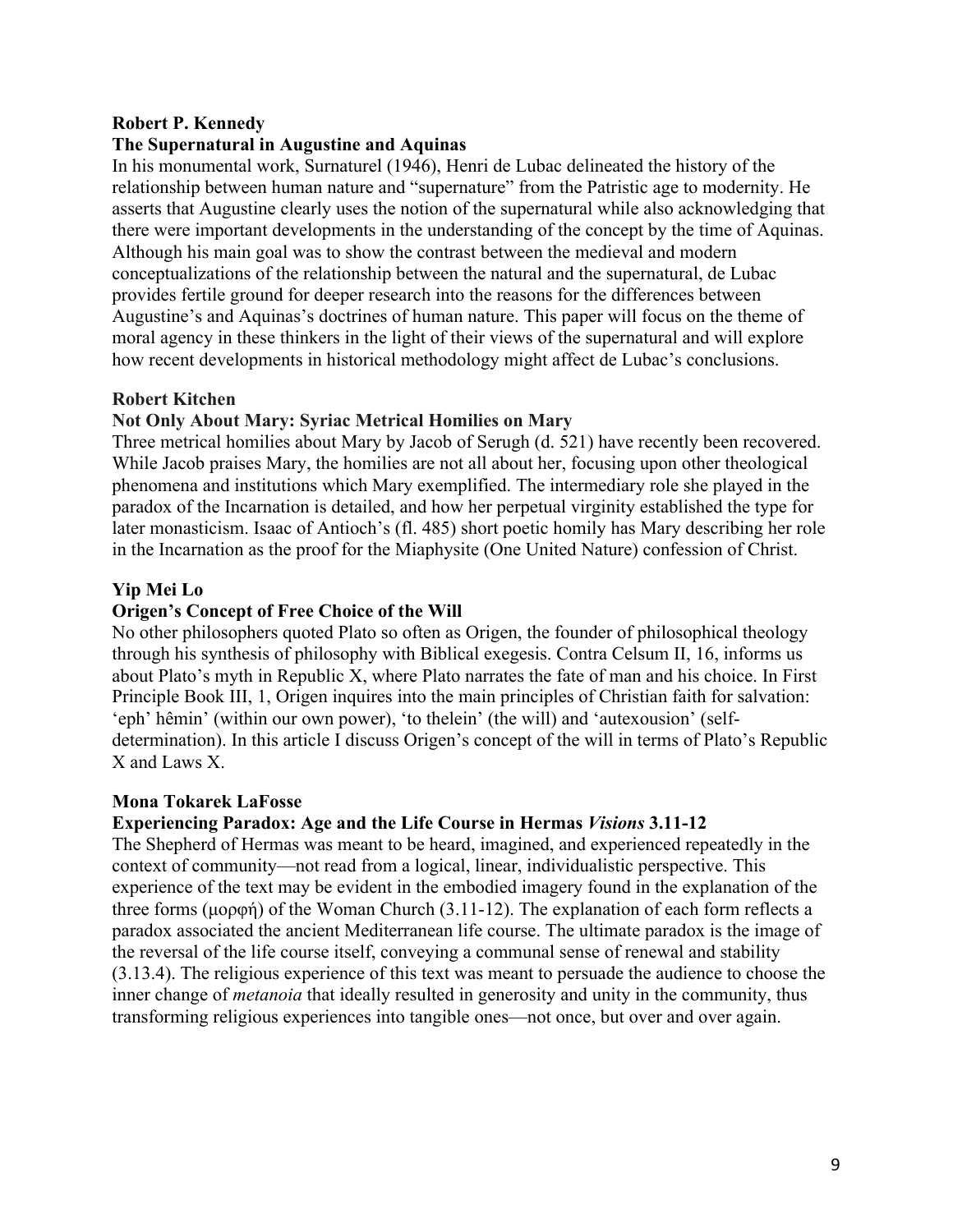**Robert P. Kennedy**

**The Supernatural in Augustine and Aquinas**

In his monumental work, Surnaturel (1946), Henri de Lubac delineated the history of the relationship between human nature and "supernature" from the Patristic age to modernity. He asserts that Augustine clearly uses the notion of the supernatural while also acknowledging that there were important developments in the understanding of the concept by the time of Aquinas. Although his main goal was to show the contrast between the medieval and modern conceptualizations of the relationship between the natural and the supernatural, de Lubac provides fertile ground for deeper research into the reasons for the differences between Augustine's and Aquinas's doctrines of human nature. This paper will focus on the theme of moral agency in these thinkers in the light of their views of the supernatural and will explore how recent developments in historical methodology might affect de Lubac's conclusions.

**Robert Kitchen**

**Not Only About Mary: Syriac Metrical Homilies on Mary**

Three metrical homilies about Mary by Jacob of Serugh (d. 521) have recently been recovered. While Jacob praises Mary, the homilies are not all about her, focusing upon other theological phenomena and institutions which Mary exemplified. The intermediary role she played in the paradox of the Incarnation is detailed, and how her perpetual virginity established the type for later monasticism. Isaac of Antioch's (fl. 485) short poetic homily has Mary describing her role in the Incarnation as the proof for the Miaphysite (One United Nature) confession of Christ.

**Yip Mei Lo**

**Origen's Concept of Free Choice of the Will**

No other philosophers quoted Plato so often as Origen, the founder of philosophical theology through his synthesis of philosophy with Biblical exegesis. Contra Celsum II, 16, informs us about Plato's myth in Republic X, where Plato narrates the fate of man and his choice. In First Principle Book III, 1, Origen inquires into the main principles of Christian faith for salvation: 'eph' hêmin' (within our own power), 'to thelein' (the will) and 'autexousion' (self-determination). In this article I discuss Origen's concept of the will in terms of Plato's Republic X and Laws X.

**Mona Tokarek LaFosse**

**Experiencing Paradox: Age and the Life Course in Hermas *Visions* 3.11-12**

The Shepherd of Hermas was meant to be heard, imagined, and experienced repeatedly in the context of community—not read from a logical, linear, individualistic perspective. This experience of the text may be evident in the embodied imagery found in the explanation of the three forms (μορφή) of the Woman Church (3.11-12). The explanation of each form reflects a paradox associated the ancient Mediterranean life course. The ultimate paradox is the image of the reversal of the life course itself, conveying a communal sense of renewal and stability (3.13.4). The religious experience of this text was meant to persuade the audience to choose the inner change of *metanoia* that ideally resulted in generosity and unity in the community, thus transforming religious experiences into tangible ones—not once, but over and over again.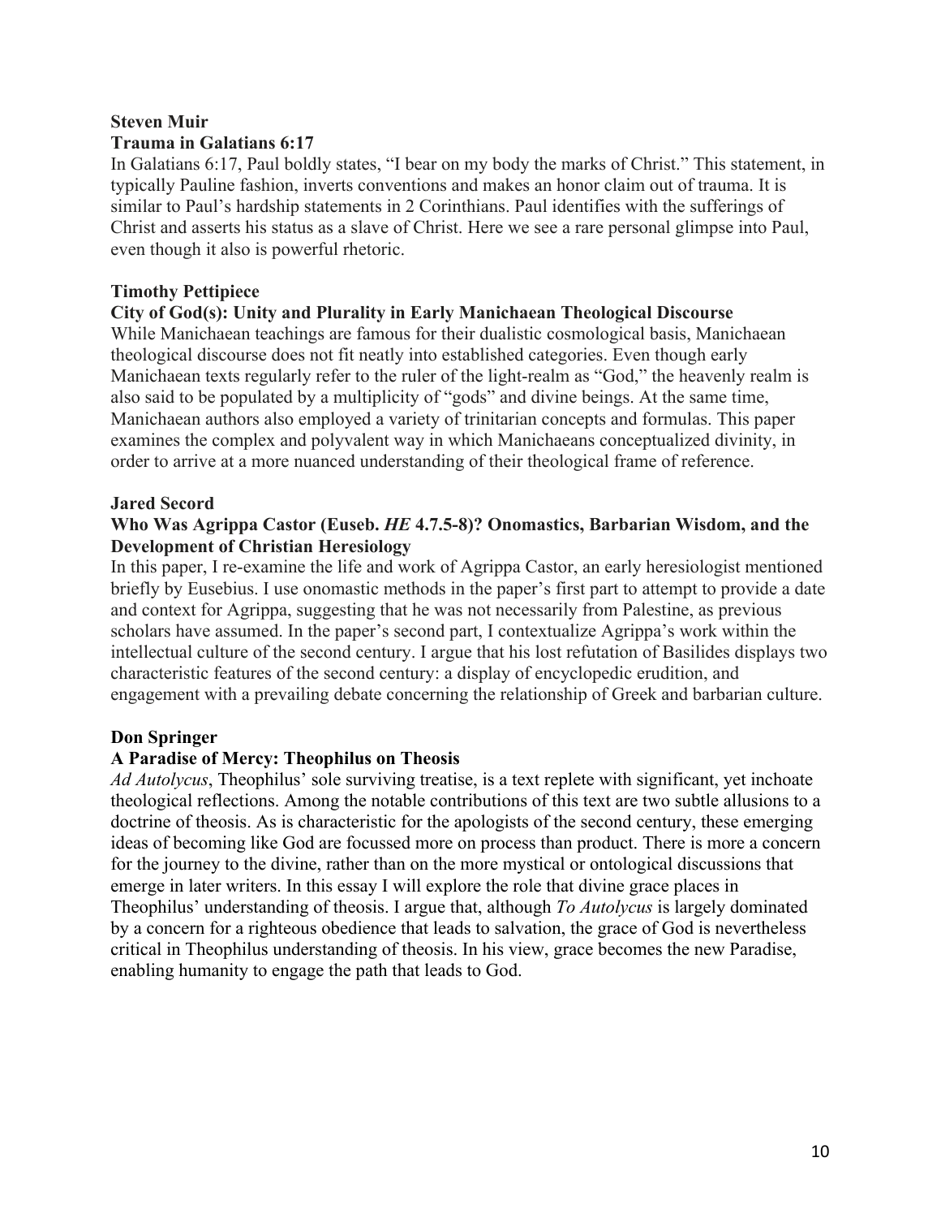**Steven Muir**

**Trauma in Galatians 6:17**

In Galatians 6:17, Paul boldly states, "I bear on my body the marks of Christ." This statement, in typically Pauline fashion, inverts conventions and makes an honor claim out of trauma. It is similar to Paul's hardship statements in 2 Corinthians. Paul identifies with the sufferings of Christ and asserts his status as a slave of Christ. Here we see a rare personal glimpse into Paul, even though it also is powerful rhetoric.

**Timothy Pettipiece**

**City of God(s): Unity and Plurality in Early Manichaean Theological Discourse**

While Manichaean teachings are famous for their dualistic cosmological basis, Manichaean theological discourse does not fit neatly into established categories. Even though early Manichaean texts regularly refer to the ruler of the light-realm as "God," the heavenly realm is also said to be populated by a multiplicity of "gods" and divine beings. At the same time, Manichaean authors also employed a variety of trinitarian concepts and formulas. This paper examines the complex and polyvalent way in which Manichaeans conceptualized divinity, in order to arrive at a more nuanced understanding of their theological frame of reference.

**Jared Secord**

**Who Was Agrippa Castor (Euseb. *HE* 4.7.5-8)? Onomastics, Barbarian Wisdom, and the Development of Christian Heresiology**

In this paper, I re-examine the life and work of Agrippa Castor, an early heresiologist mentioned briefly by Eusebius. I use onomastic methods in the paper's first part to attempt to provide a date and context for Agrippa, suggesting that he was not necessarily from Palestine, as previous scholars have assumed. In the paper's second part, I contextualize Agrippa's work within the intellectual culture of the second century. I argue that his lost refutation of Basilides displays two characteristic features of the second century: a display of encyclopedic erudition, and engagement with a prevailing debate concerning the relationship of Greek and barbarian culture.

**Don Springer**

**A Paradise of Mercy: Theophilus on Theosis**

*Ad Autolycus*, Theophilus' sole surviving treatise, is a text replete with significant, yet inchoate theological reflections. Among the notable contributions of this text are two subtle allusions to a doctrine of theosis. As is characteristic for the apologists of the second century, these emerging ideas of becoming like God are focussed more on process than product. There is more a concern for the journey to the divine, rather than on the more mystical or ontological discussions that emerge in later writers. In this essay I will explore the role that divine grace places in Theophilus' understanding of theosis. I argue that, although *To Autolycus* is largely dominated by a concern for a righteous obedience that leads to salvation, the grace of God is nevertheless critical in Theophilus understanding of theosis. In his view, grace becomes the new Paradise, enabling humanity to engage the path that leads to God.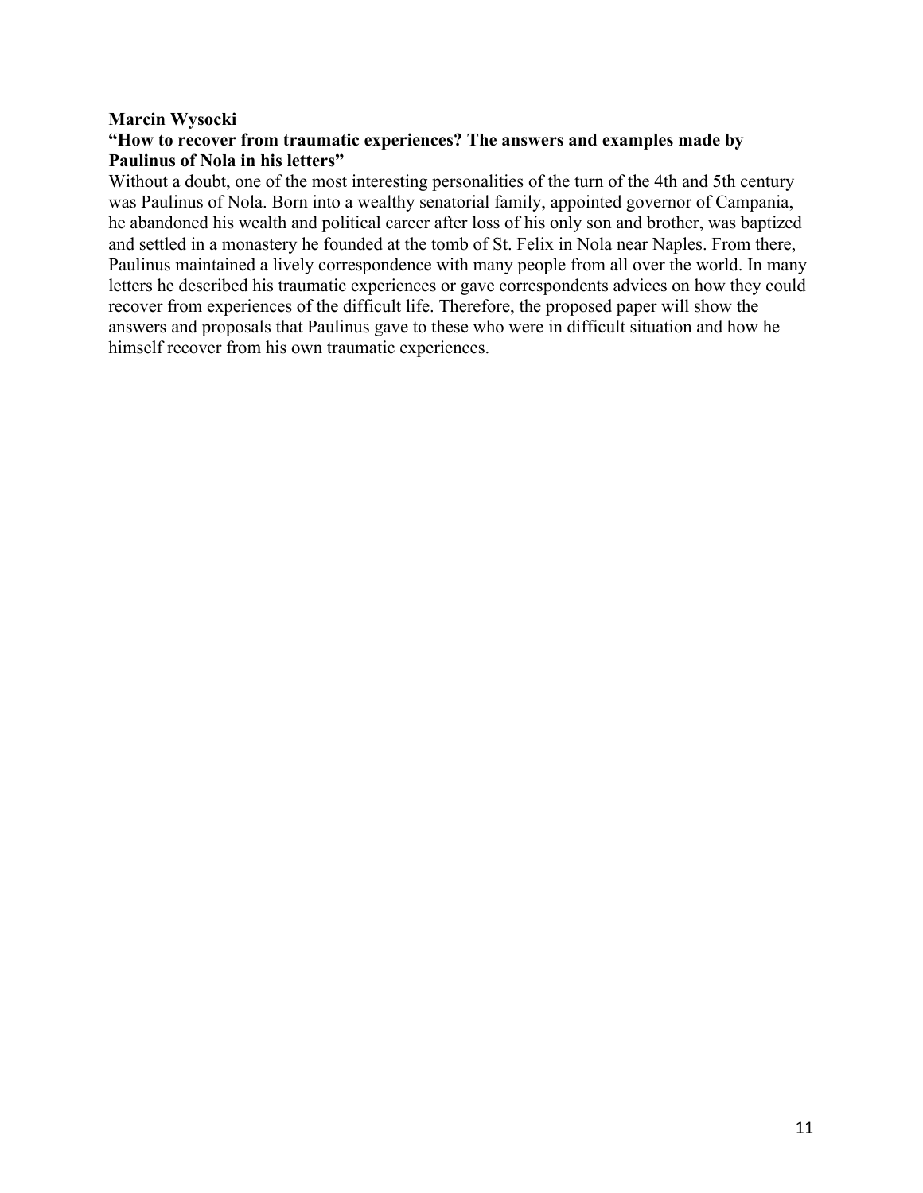**Marcin Wysocki**

**"How to recover from traumatic experiences? The answers and examples made by Paulinus of Nola in his letters"**

Without a doubt, one of the most interesting personalities of the turn of the 4th and 5th century was Paulinus of Nola. Born into a wealthy senatorial family, appointed governor of Campania, he abandoned his wealth and political career after loss of his only son and brother, was baptized and settled in a monastery he founded at the tomb of St. Felix in Nola near Naples. From there, Paulinus maintained a lively correspondence with many people from all over the world. In many letters he described his traumatic experiences or gave correspondents advices on how they could recover from experiences of the difficult life. Therefore, the proposed paper will show the answers and proposals that Paulinus gave to these who were in difficult situation and how he himself recover from his own traumatic experiences.